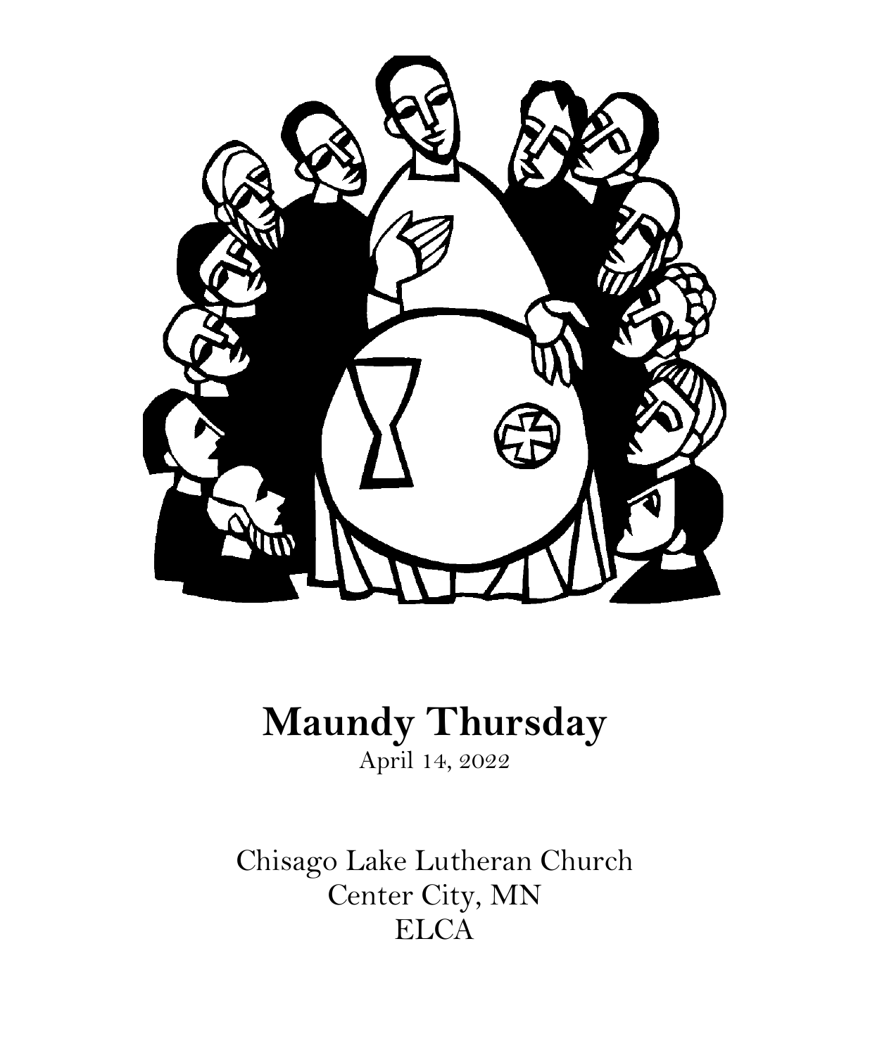# Maundy Thursday

April 14, 2022

Chisago Lake Lutheran Church
Center City, MN
ELCA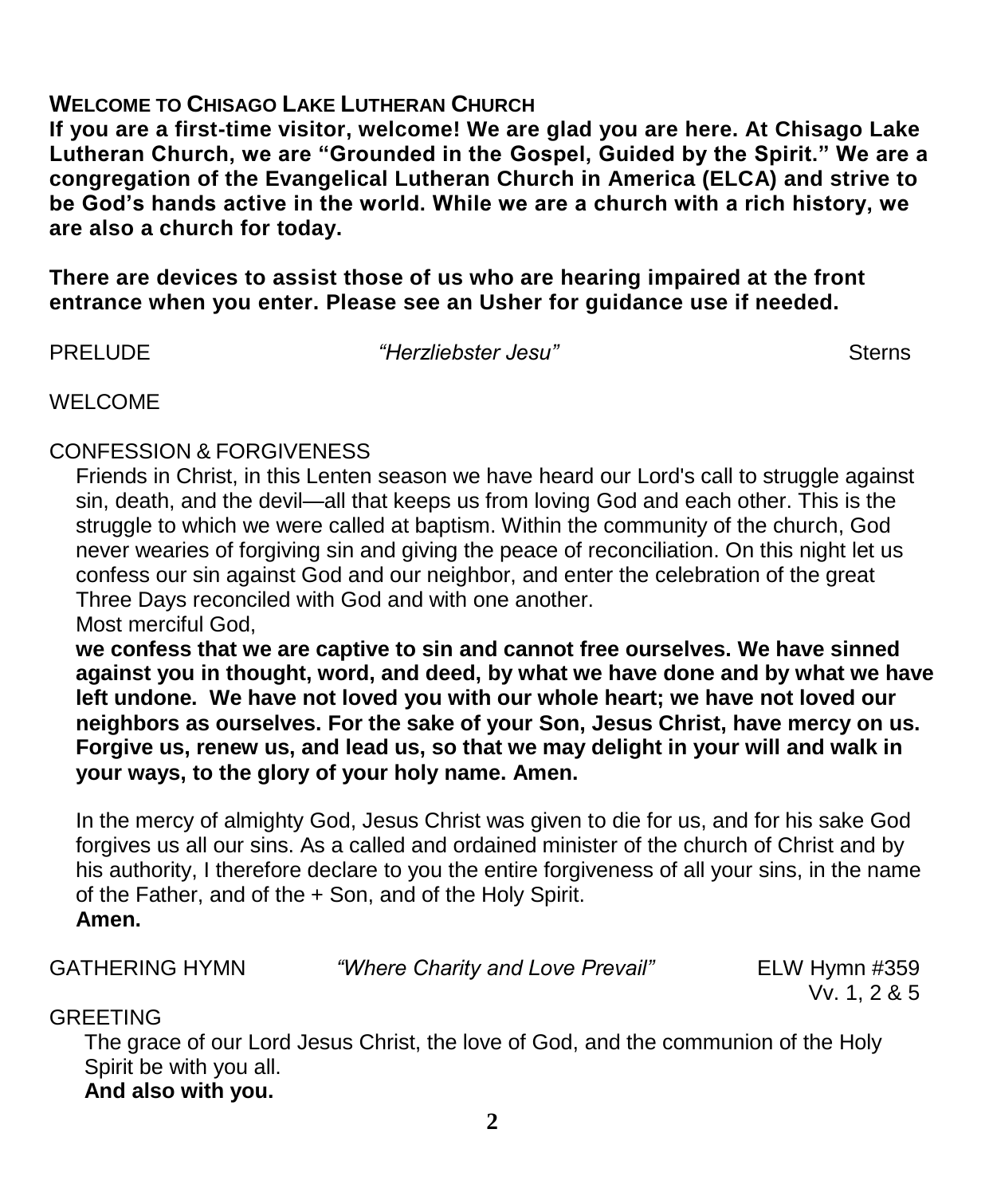## WELCOME TO CHISAGO LAKE LUTHERAN CHURCH

**If you are a first-time visitor, welcome! We are glad you are here. At Chisago Lake Lutheran Church, we are "Grounded in the Gospel, Guided by the Spirit." We are a congregation of the Evangelical Lutheran Church in America (ELCA) and strive to be God's hands active in the world. While we are a church with a rich history, we are also a church for today.**

**There are devices to assist those of us who are hearing impaired at the front entrance when you enter. Please see an Usher for guidance use if needed.**

PRELUDE *"Herzliebster Jesu"* Sterns

WELCOME

CONFESSION & FORGIVENESS

Friends in Christ, in this Lenten season we have heard our Lord's call to struggle against sin, death, and the devil—all that keeps us from loving God and each other. This is the struggle to which we were called at baptism. Within the community of the church, God never wearies of forgiving sin and giving the peace of reconciliation. On this night let us confess our sin against God and our neighbor, and enter the celebration of the great Three Days reconciled with God and with one another.

Most merciful God,

**we confess that we are captive to sin and cannot free ourselves. We have sinned against you in thought, word, and deed, by what we have done and by what we have left undone. We have not loved you with our whole heart; we have not loved our neighbors as ourselves. For the sake of your Son, Jesus Christ, have mercy on us. Forgive us, renew us, and lead us, so that we may delight in your will and walk in your ways, to the glory of your holy name. Amen.**

In the mercy of almighty God, Jesus Christ was given to die for us, and for his sake God forgives us all our sins. As a called and ordained minister of the church of Christ and by his authority, I therefore declare to you the entire forgiveness of all your sins, in the name of the Father, and of the + Son, and of the Holy Spirit.

**Amen.**

GATHERING HYMN *"Where Charity and Love Prevail"* ELW Hymn #359 Vv. 1, 2 & 5

GREETING

The grace of our Lord Jesus Christ, the love of God, and the communion of the Holy Spirit be with you all.

**And also with you.**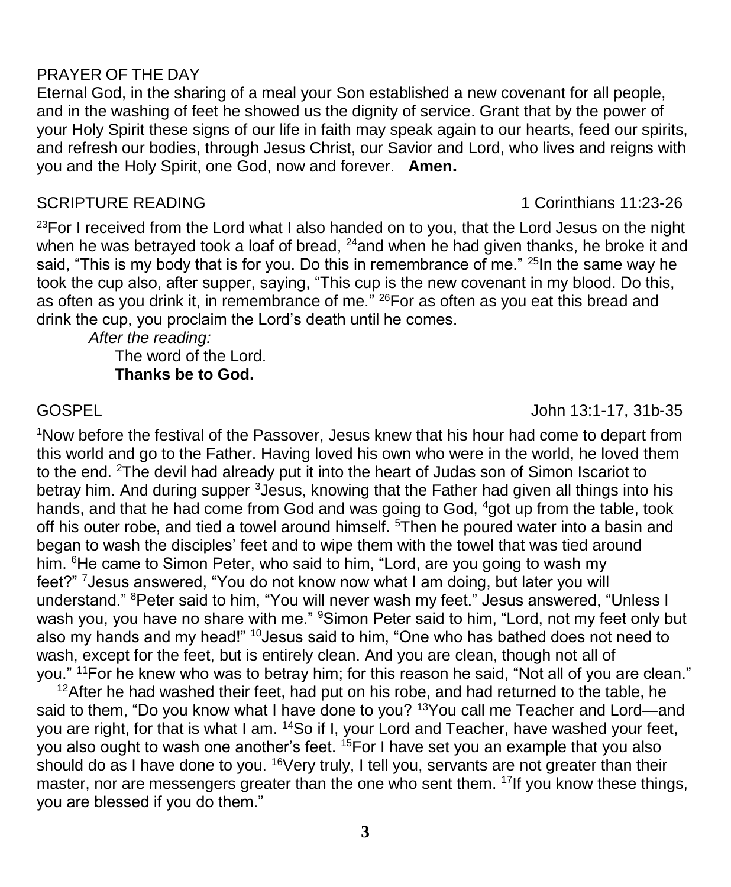## PRAYER OF THE DAY

Eternal God, in the sharing of a meal your Son established a new covenant for all people, and in the washing of feet he showed us the dignity of service. Grant that by the power of your Holy Spirit these signs of our life in faith may speak again to our hearts, feed our spirits, and refresh our bodies, through Jesus Christ, our Savior and Lord, who lives and reigns with you and the Holy Spirit, one God, now and forever. **Amen.**

## SCRIPTURE READING — 1 Corinthians 11:23-26

[23]For I received from the Lord what I also handed on to you, that the Lord Jesus on the night when he was betrayed took a loaf of bread, [24]and when he had given thanks, he broke it and said, "This is my body that is for you. Do this in remembrance of me." [25]In the same way he took the cup also, after supper, saying, "This cup is the new covenant in my blood. Do this, as often as you drink it, in remembrance of me." [26]For as often as you eat this bread and drink the cup, you proclaim the Lord's death until he comes.

*After the reading:*

The word of the Lord.
**Thanks be to God.**

## GOSPEL — John 13:1-17, 31b-35

[1]Now before the festival of the Passover, Jesus knew that his hour had come to depart from this world and go to the Father. Having loved his own who were in the world, he loved them to the end. [2]The devil had already put it into the heart of Judas son of Simon Iscariot to betray him. And during supper [3]Jesus, knowing that the Father had given all things into his hands, and that he had come from God and was going to God, [4]got up from the table, took off his outer robe, and tied a towel around himself. [5]Then he poured water into a basin and began to wash the disciples' feet and to wipe them with the towel that was tied around him. [6]He came to Simon Peter, who said to him, "Lord, are you going to wash my feet?" [7]Jesus answered, "You do not know now what I am doing, but later you will understand." [8]Peter said to him, "You will never wash my feet." Jesus answered, "Unless I wash you, you have no share with me." [9]Simon Peter said to him, "Lord, not my feet only but also my hands and my head!" [10]Jesus said to him, "One who has bathed does not need to wash, except for the feet, but is entirely clean. And you are clean, though not all of you." [11]For he knew who was to betray him; for this reason he said, "Not all of you are clean."

[12]After he had washed their feet, had put on his robe, and had returned to the table, he said to them, "Do you know what I have done to you? [13]You call me Teacher and Lord—and you are right, for that is what I am. [14]So if I, your Lord and Teacher, have washed your feet, you also ought to wash one another's feet. [15]For I have set you an example that you also should do as I have done to you. [16]Very truly, I tell you, servants are not greater than their master, nor are messengers greater than the one who sent them. [17]If you know these things, you are blessed if you do them."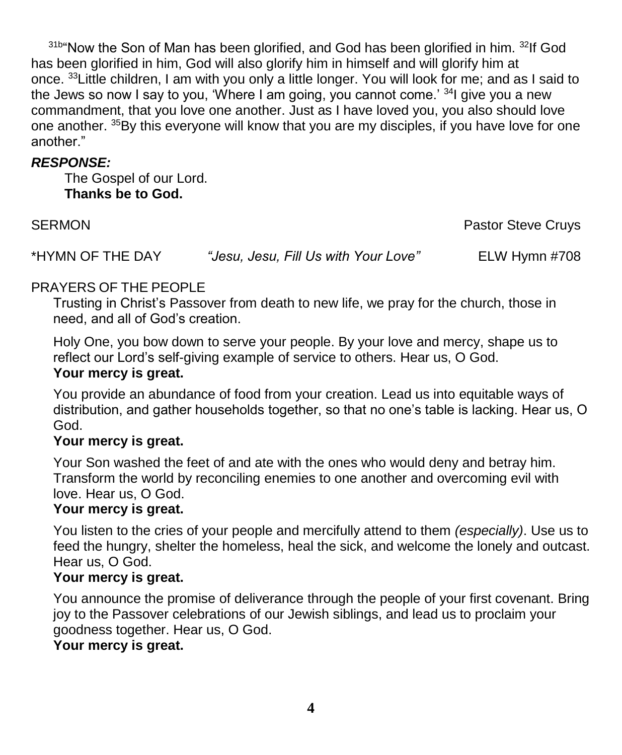[31b]"Now the Son of Man has been glorified, and God has been glorified in him. [32]If God has been glorified in him, God will also glorify him in himself and will glorify him at once. [33]Little children, I am with you only a little longer. You will look for me; and as I said to the Jews so now I say to you, 'Where I am going, you cannot come.' [34]I give you a new commandment, that you love one another. Just as I have loved you, you also should love one another. [35]By this everyone will know that you are my disciples, if you have love for one another."

***RESPONSE:***

The Gospel of our Lord.
**Thanks be to God.**

SERMON — Pastor Steve Cruys

*HYMN OF THE DAY — *"Jesu, Jesu, Fill Us with Your Love"* — ELW Hymn #708

PRAYERS OF THE PEOPLE

Trusting in Christ's Passover from death to new life, we pray for the church, those in need, and all of God's creation.

Holy One, you bow down to serve your people. By your love and mercy, shape us to reflect our Lord's self-giving example of service to others. Hear us, O God.
**Your mercy is great.**

You provide an abundance of food from your creation. Lead us into equitable ways of distribution, and gather households together, so that no one's table is lacking. Hear us, O God.
**Your mercy is great.**

Your Son washed the feet of and ate with the ones who would deny and betray him. Transform the world by reconciling enemies to one another and overcoming evil with love. Hear us, O God.
**Your mercy is great.**

You listen to the cries of your people and mercifully attend to them *(especially)*. Use us to feed the hungry, shelter the homeless, heal the sick, and welcome the lonely and outcast. Hear us, O God.
**Your mercy is great.**

You announce the promise of deliverance through the people of your first covenant. Bring joy to the Passover celebrations of our Jewish siblings, and lead us to proclaim your goodness together. Hear us, O God.
**Your mercy is great.**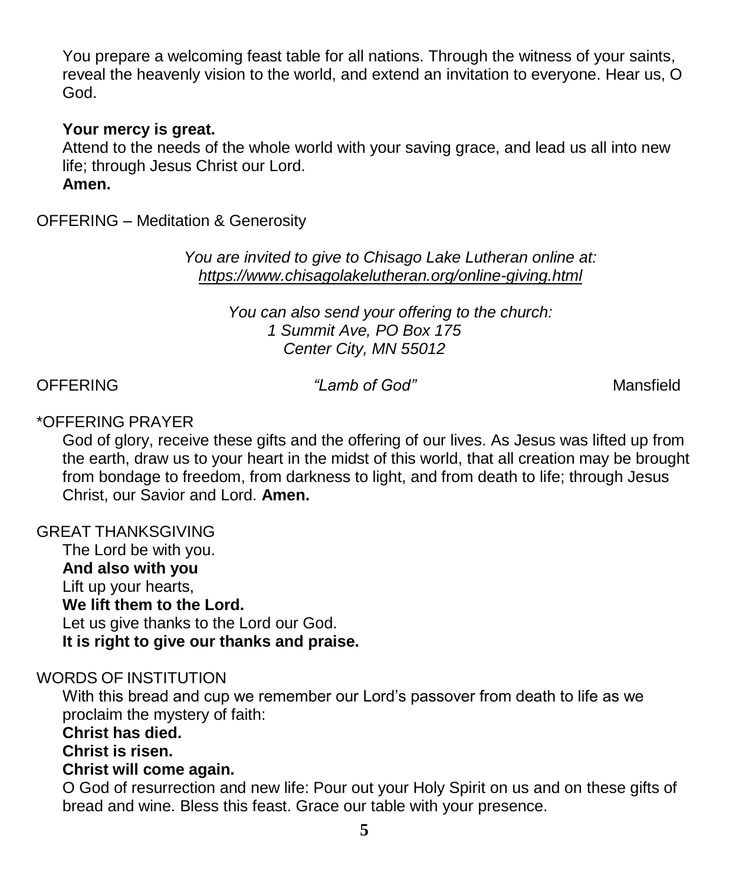You prepare a welcoming feast table for all nations. Through the witness of your saints, reveal the heavenly vision to the world, and extend an invitation to everyone. Hear us, O God.

**Your mercy is great.**

Attend to the needs of the whole world with your saving grace, and lead us all into new life; through Jesus Christ our Lord.

**Amen.**

OFFERING – Meditation & Generosity

*You are invited to give to Chisago Lake Lutheran online at:*
*https://www.chisagolakelutheran.org/online-giving.html*

*You can also send your offering to the church:*
*1 Summit Ave, PO Box 175*
*Center City, MN 55012*

OFFERING *"Lamb of God"* Mansfield

*OFFERING PRAYER

God of glory, receive these gifts and the offering of our lives. As Jesus was lifted up from the earth, draw us to your heart in the midst of this world, that all creation may be brought from bondage to freedom, from darkness to light, and from death to life; through Jesus Christ, our Savior and Lord. **Amen.**

GREAT THANKSGIVING

The Lord be with you.
**And also with you**
Lift up your hearts,
**We lift them to the Lord.**
Let us give thanks to the Lord our God.
**It is right to give our thanks and praise.**

WORDS OF INSTITUTION

With this bread and cup we remember our Lord's passover from death to life as we proclaim the mystery of faith:
**Christ has died.**
**Christ is risen.**
**Christ will come again.**

O God of resurrection and new life: Pour out your Holy Spirit on us and on these gifts of bread and wine. Bless this feast. Grace our table with your presence.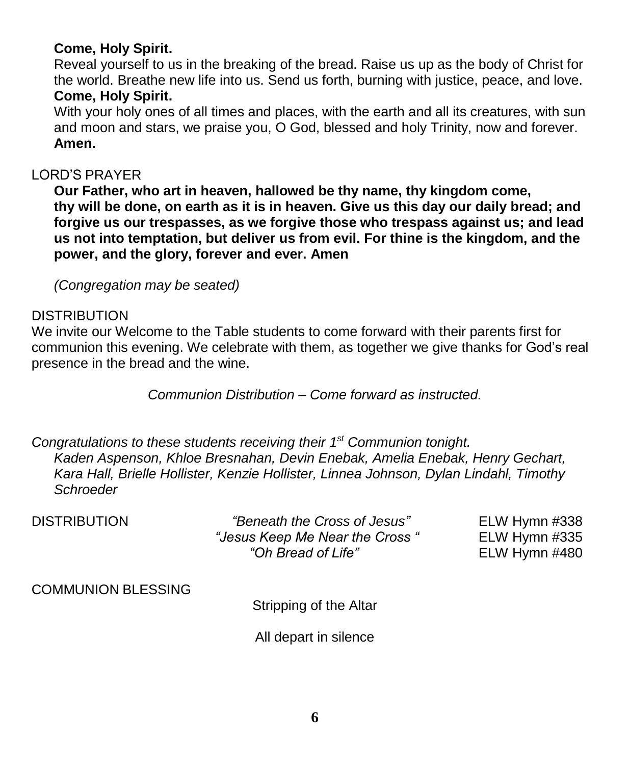**Come, Holy Spirit.**
Reveal yourself to us in the breaking of the bread. Raise us up as the body of Christ for the world. Breathe new life into us. Send us forth, burning with justice, peace, and love.
**Come, Holy Spirit.**
With your holy ones of all times and places, with the earth and all its creatures, with sun and moon and stars, we praise you, O God, blessed and holy Trinity, now and forever.
**Amen.**

LORD'S PRAYER

**Our Father, who art in heaven, hallowed be thy name, thy kingdom come, thy will be done, on earth as it is in heaven. Give us this day our daily bread; and forgive us our trespasses, as we forgive those who trespass against us; and lead us not into temptation, but deliver us from evil. For thine is the kingdom, and the power, and the glory, forever and ever. Amen**

*(Congregation may be seated)*

DISTRIBUTION

We invite our Welcome to the Table students to come forward with their parents first for communion this evening. We celebrate with them, as together we give thanks for God's real presence in the bread and the wine.

*Communion Distribution – Come forward as instructed.*

*Congratulations to these students receiving their 1st Communion tonight.*
*Kaden Aspenson, Khloe Bresnahan, Devin Enebak, Amelia Enebak, Henry Gechart, Kara Hall, Brielle Hollister, Kenzie Hollister, Linnea Johnson, Dylan Lindahl, Timothy Schroeder*

DISTRIBUTION
*"Beneath the Cross of Jesus"* ELW Hymn #338
*"Jesus Keep Me Near the Cross "* ELW Hymn #335
*"Oh Bread of Life"* ELW Hymn #480

COMMUNION BLESSING

Stripping of the Altar

All depart in silence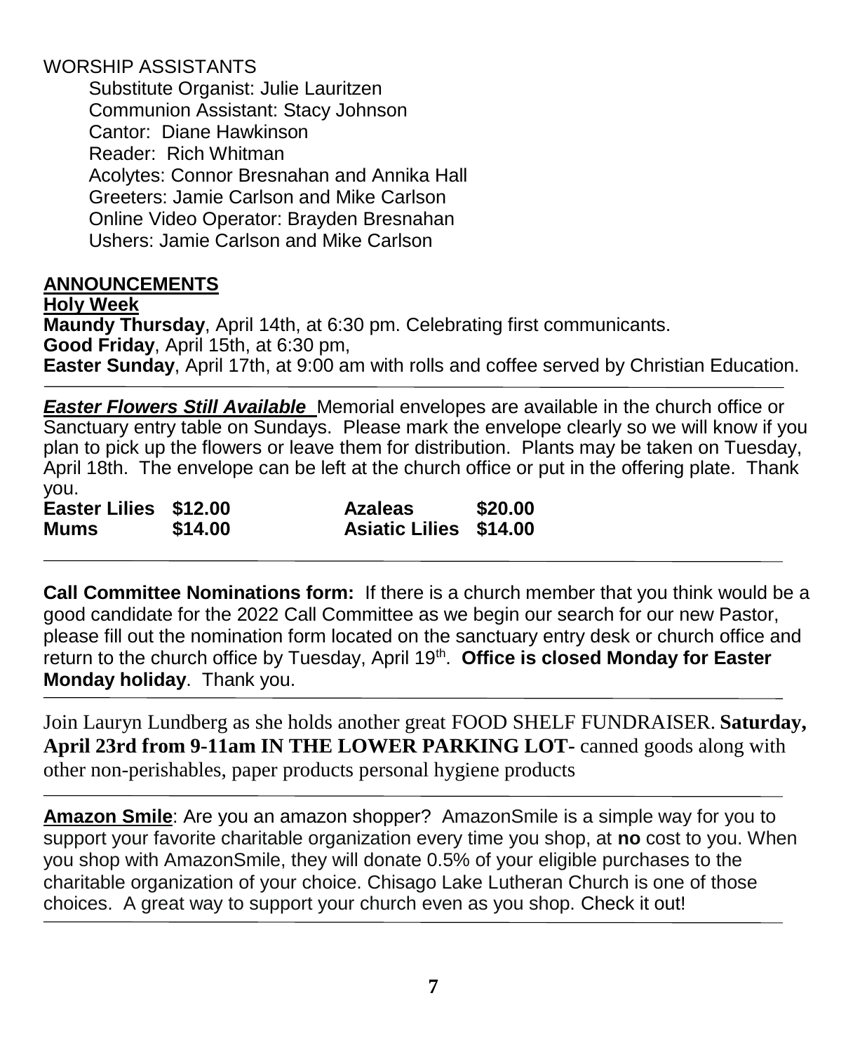WORSHIP ASSISTANTS

Substitute Organist: Julie Lauritzen
Communion Assistant: Stacy Johnson
Cantor: Diane Hawkinson
Reader: Rich Whitman
Acolytes: Connor Bresnahan and Annika Hall
Greeters: Jamie Carlson and Mike Carlson
Online Video Operator: Brayden Bresnahan
Ushers: Jamie Carlson and Mike Carlson

## ANNOUNCEMENTS

### Holy Week

**Maundy Thursday**, April 14th, at 6:30 pm. Celebrating first communicants.
**Good Friday**, April 15th, at 6:30 pm,
**Easter Sunday**, April 17th, at 9:00 am with rolls and coffee served by Christian Education.

---

***Easter Flowers Still Available*** Memorial envelopes are available in the church office or Sanctuary entry table on Sundays. Please mark the envelope clearly so we will know if you plan to pick up the flowers or leave them for distribution. Plants may be taken on Tuesday, April 18th. The envelope can be left at the church office or put in the offering plate. Thank you.

| | | | |
|---|---|---|---|
| **Easter Lilies** | **$12.00** | **Azaleas** | **$20.00** |
| **Mums** | **$14.00** | **Asiatic Lilies** | **$14.00** |

---

**Call Committee Nominations form:** If there is a church member that you think would be a good candidate for the 2022 Call Committee as we begin our search for our new Pastor, please fill out the nomination form located on the sanctuary entry desk or church office and return to the church office by Tuesday, April 19th. **Office is closed Monday for Easter Monday holiday**. Thank you.

---

Join Lauryn Lundberg as she holds another great FOOD SHELF FUNDRAISER. **Saturday, April 23rd from 9-11am IN THE LOWER PARKING LOT-** canned goods along with other non-perishables, paper products personal hygiene products

---

**Amazon Smile**: Are you an amazon shopper? AmazonSmile is a simple way for you to support your favorite charitable organization every time you shop, at **no** cost to you. When you shop with AmazonSmile, they will donate 0.5% of your eligible purchases to the charitable organization of your choice. Chisago Lake Lutheran Church is one of those choices. A great way to support your church even as you shop. Check it out!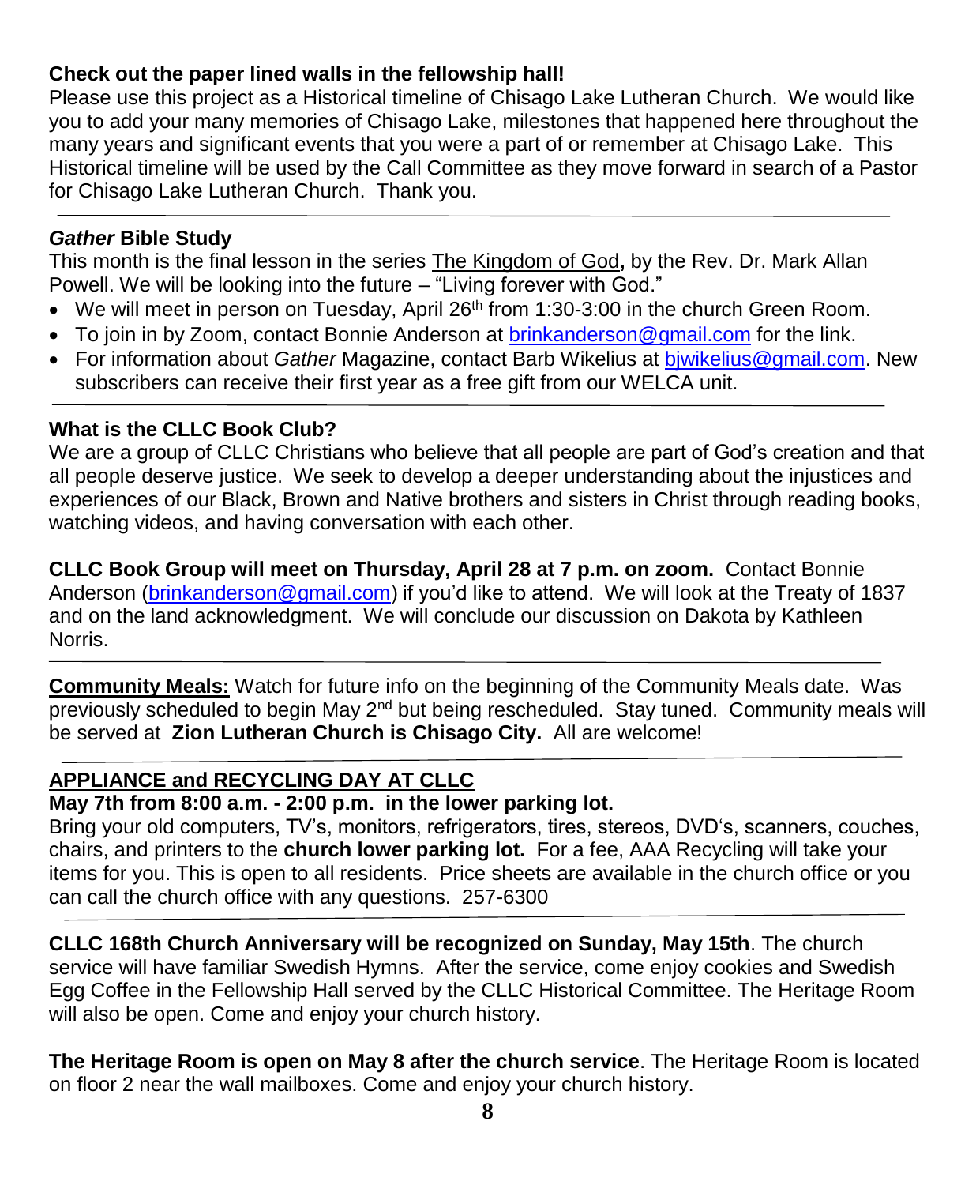**Check out the paper lined walls in the fellowship hall!**

Please use this project as a Historical timeline of Chisago Lake Lutheran Church. We would like you to add your many memories of Chisago Lake, milestones that happened here throughout the many years and significant events that you were a part of or remember at Chisago Lake. This Historical timeline will be used by the Call Committee as they move forward in search of a Pastor for Chisago Lake Lutheran Church. Thank you.

---

***Gather* Bible Study**

This month is the final lesson in the series The Kingdom of God**,** by the Rev. Dr. Mark Allan Powell. We will be looking into the future – "Living forever with God."

- We will meet in person on Tuesday, April 26th from 1:30-3:00 in the church Green Room.
- To join in by Zoom, contact Bonnie Anderson at brinkanderson@gmail.com for the link.
- For information about *Gather* Magazine, contact Barb Wikelius at bjwikelius@gmail.com. New subscribers can receive their first year as a free gift from our WELCA unit.

---

**What is the CLLC Book Club?**

We are a group of CLLC Christians who believe that all people are part of God's creation and that all people deserve justice. We seek to develop a deeper understanding about the injustices and experiences of our Black, Brown and Native brothers and sisters in Christ through reading books, watching videos, and having conversation with each other.

**CLLC Book Group will meet on Thursday, April 28 at 7 p.m. on zoom.** Contact Bonnie Anderson (brinkanderson@gmail.com) if you'd like to attend. We will look at the Treaty of 1837 and on the land acknowledgment. We will conclude our discussion on Dakota by Kathleen Norris.

---

**Community Meals:** Watch for future info on the beginning of the Community Meals date. Was previously scheduled to begin May 2nd but being rescheduled. Stay tuned. Community meals will be served at **Zion Lutheran Church is Chisago City.** All are welcome!

---

**APPLIANCE and RECYCLING DAY AT CLLC**

**May 7th from 8:00 a.m. - 2:00 p.m. in the lower parking lot.**

Bring your old computers, TV's, monitors, refrigerators, tires, stereos, DVD's, scanners, couches, chairs, and printers to the **church lower parking lot.** For a fee, AAA Recycling will take your items for you. This is open to all residents. Price sheets are available in the church office or you can call the church office with any questions. 257-6300

---

**CLLC 168th Church Anniversary will be recognized on Sunday, May 15th**. The church service will have familiar Swedish Hymns. After the service, come enjoy cookies and Swedish Egg Coffee in the Fellowship Hall served by the CLLC Historical Committee. The Heritage Room will also be open. Come and enjoy your church history.

**The Heritage Room is open on May 8 after the church service**. The Heritage Room is located on floor 2 near the wall mailboxes. Come and enjoy your church history.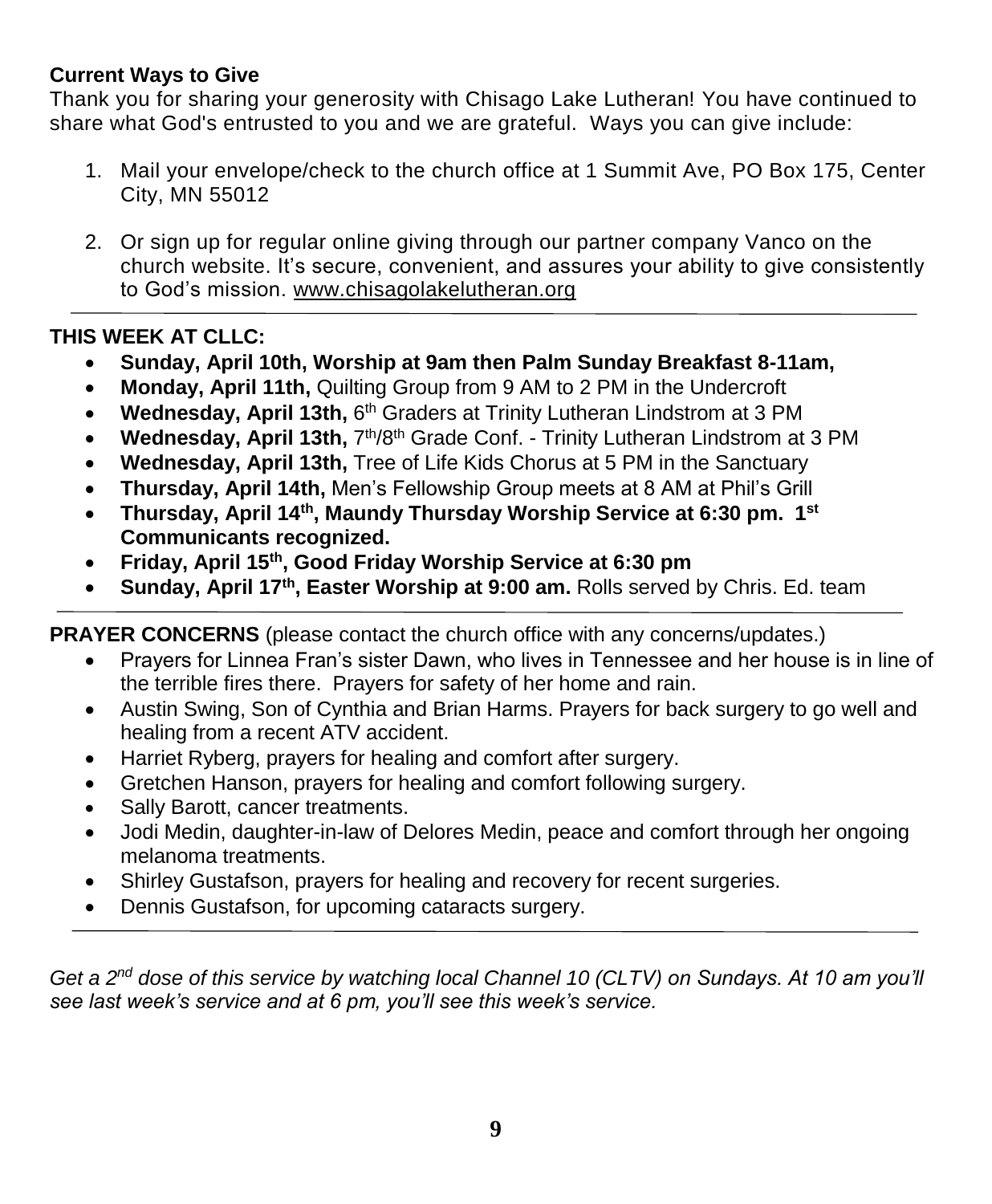**Current Ways to Give**

Thank you for sharing your generosity with Chisago Lake Lutheran! You have continued to share what God's entrusted to you and we are grateful. Ways you can give include:

1. Mail your envelope/check to the church office at 1 Summit Ave, PO Box 175, Center City, MN 55012

2. Or sign up for regular online giving through our partner company Vanco on the church website. It's secure, convenient, and assures your ability to give consistently to God's mission. www.chisagolakelutheran.org

---

**THIS WEEK AT CLLC:**

- **Sunday, April 10th, Worship at 9am then Palm Sunday Breakfast 8-11am,**
- **Monday, April 11th,** Quilting Group from 9 AM to 2 PM in the Undercroft
- **Wednesday, April 13th,** 6th Graders at Trinity Lutheran Lindstrom at 3 PM
- **Wednesday, April 13th,** 7th/8th Grade Conf. - Trinity Lutheran Lindstrom at 3 PM
- **Wednesday, April 13th,** Tree of Life Kids Chorus at 5 PM in the Sanctuary
- **Thursday, April 14th,** Men's Fellowship Group meets at 8 AM at Phil's Grill
- **Thursday, April 14th, Maundy Thursday Worship Service at 6:30 pm. 1st Communicants recognized.**
- **Friday, April 15th, Good Friday Worship Service at 6:30 pm**
- **Sunday, April 17th, Easter Worship at 9:00 am.** Rolls served by Chris. Ed. team

---

**PRAYER CONCERNS** (please contact the church office with any concerns/updates.)

- Prayers for Linnea Fran's sister Dawn, who lives in Tennessee and her house is in line of the terrible fires there. Prayers for safety of her home and rain.
- Austin Swing, Son of Cynthia and Brian Harms. Prayers for back surgery to go well and healing from a recent ATV accident.
- Harriet Ryberg, prayers for healing and comfort after surgery.
- Gretchen Hanson, prayers for healing and comfort following surgery.
- Sally Barott, cancer treatments.
- Jodi Medin, daughter-in-law of Delores Medin, peace and comfort through her ongoing melanoma treatments.
- Shirley Gustafson, prayers for healing and recovery for recent surgeries.
- Dennis Gustafson, for upcoming cataracts surgery.

---

*Get a 2nd dose of this service by watching local Channel 10 (CLTV) on Sundays. At 10 am you'll see last week's service and at 6 pm, you'll see this week's service.*